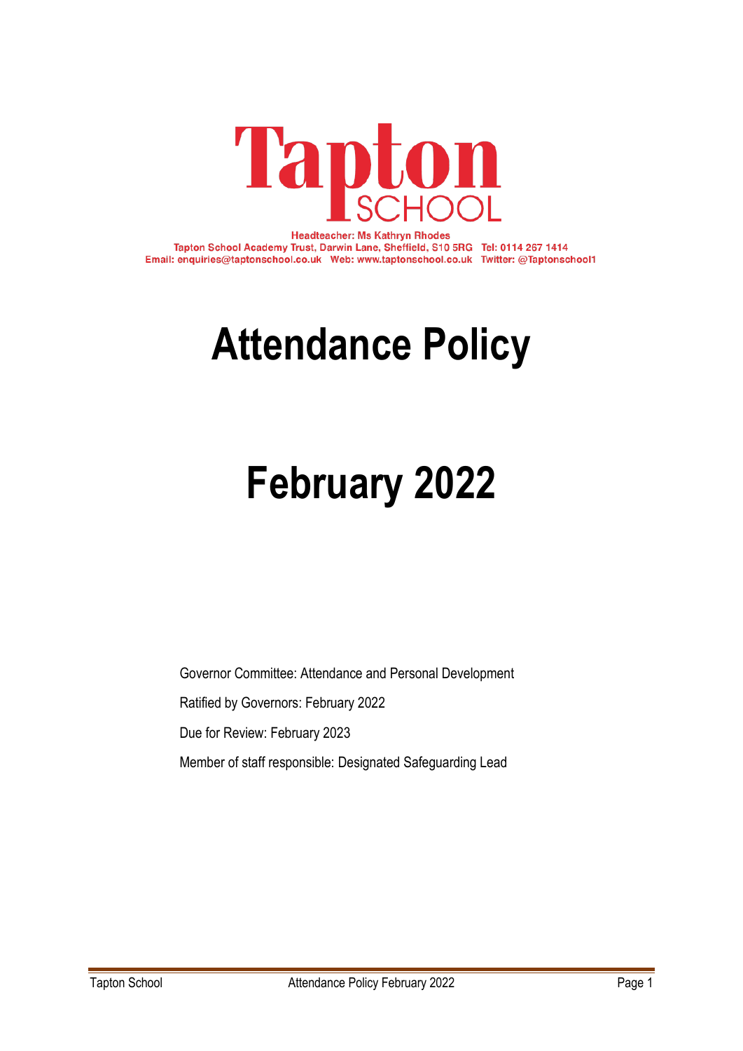Tapton SCHOOL

**Headteacher: Ms Kathryn Rhodes**
**Tapton School Academy Trust, Darwin Lane, Sheffield, S10 5RG Tel: 0114 267 1414**
**Email: enquiries@taptonschool.co.uk Web: www.taptonschool.co.uk Twitter: @Taptonschool1**

# Attendance Policy

# February 2022

Governor Committee: Attendance and Personal Development

Ratified by Governors: February 2022

Due for Review: February 2023

Member of staff responsible: Designated Safeguarding Lead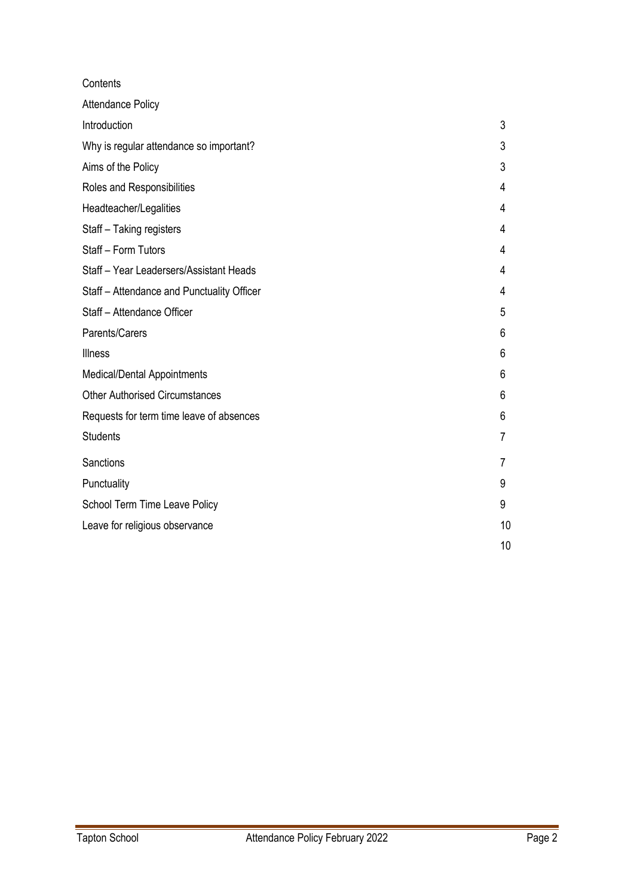Contents

Attendance Policy

| | |
|---|---|
| Introduction | 3 |
| Why is regular attendance so important? | 3 |
| Aims of the Policy | 3 |
| Roles and Responsibilities | 4 |
| Headteacher/Legalities | 4 |
| Staff – Taking registers | 4 |
| Staff – Form Tutors | 4 |
| Staff – Year Leadersers/Assistant Heads | 4 |
| Staff – Attendance and Punctuality Officer | 4 |
| Staff – Attendance Officer | 5 |
| Parents/Carers | 6 |
| Illness | 6 |
| Medical/Dental Appointments | 6 |
| Other Authorised Circumstances | 6 |
| Requests for term time leave of absences | 6 |
| Students | 7 |
| Sanctions | 7 |
| Punctuality | 9 |
| School Term Time Leave Policy | 9 |
| Leave for religious observance | 10 |
| | 10 |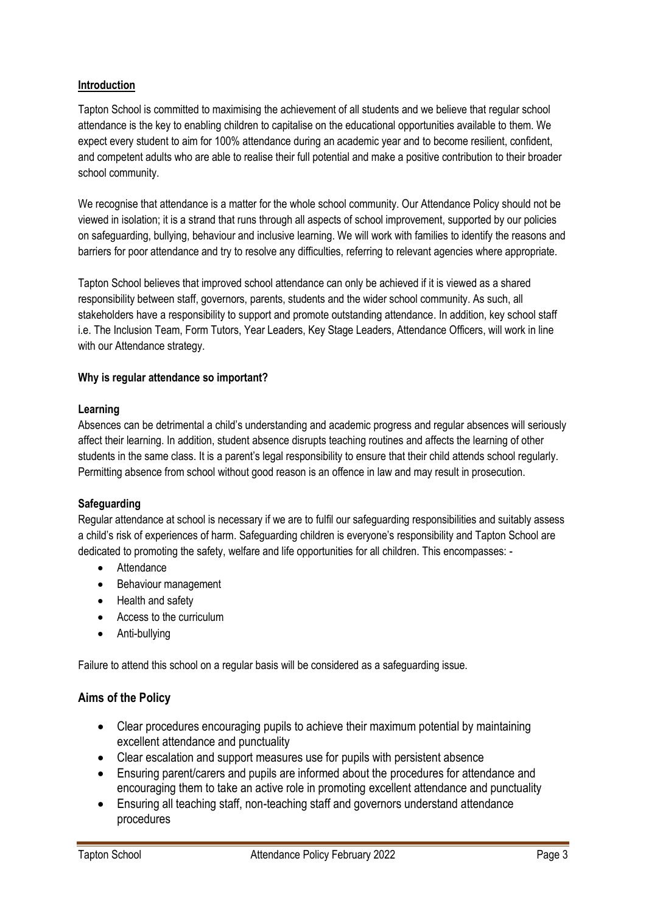## Introduction

Tapton School is committed to maximising the achievement of all students and we believe that regular school attendance is the key to enabling children to capitalise on the educational opportunities available to them. We expect every student to aim for 100% attendance during an academic year and to become resilient, confident, and competent adults who are able to realise their full potential and make a positive contribution to their broader school community.

We recognise that attendance is a matter for the whole school community. Our Attendance Policy should not be viewed in isolation; it is a strand that runs through all aspects of school improvement, supported by our policies on safeguarding, bullying, behaviour and inclusive learning. We will work with families to identify the reasons and barriers for poor attendance and try to resolve any difficulties, referring to relevant agencies where appropriate.

Tapton School believes that improved school attendance can only be achieved if it is viewed as a shared responsibility between staff, governors, parents, students and the wider school community. As such, all stakeholders have a responsibility to support and promote outstanding attendance. In addition, key school staff i.e. The Inclusion Team, Form Tutors, Year Leaders, Key Stage Leaders, Attendance Officers, will work in line with our Attendance strategy.

### Why is regular attendance so important?

**Learning**

Absences can be detrimental a child's understanding and academic progress and regular absences will seriously affect their learning. In addition, student absence disrupts teaching routines and affects the learning of other students in the same class. It is a parent's legal responsibility to ensure that their child attends school regularly. Permitting absence from school without good reason is an offence in law and may result in prosecution.

**Safeguarding**

Regular attendance at school is necessary if we are to fulfil our safeguarding responsibilities and suitably assess a child's risk of experiences of harm. Safeguarding children is everyone's responsibility and Tapton School are dedicated to promoting the safety, welfare and life opportunities for all children. This encompasses: -

- Attendance
- Behaviour management
- Health and safety
- Access to the curriculum
- Anti-bullying

Failure to attend this school on a regular basis will be considered as a safeguarding issue.

## Aims of the Policy

- Clear procedures encouraging pupils to achieve their maximum potential by maintaining excellent attendance and punctuality
- Clear escalation and support measures use for pupils with persistent absence
- Ensuring parent/carers and pupils are informed about the procedures for attendance and encouraging them to take an active role in promoting excellent attendance and punctuality
- Ensuring all teaching staff, non-teaching staff and governors understand attendance procedures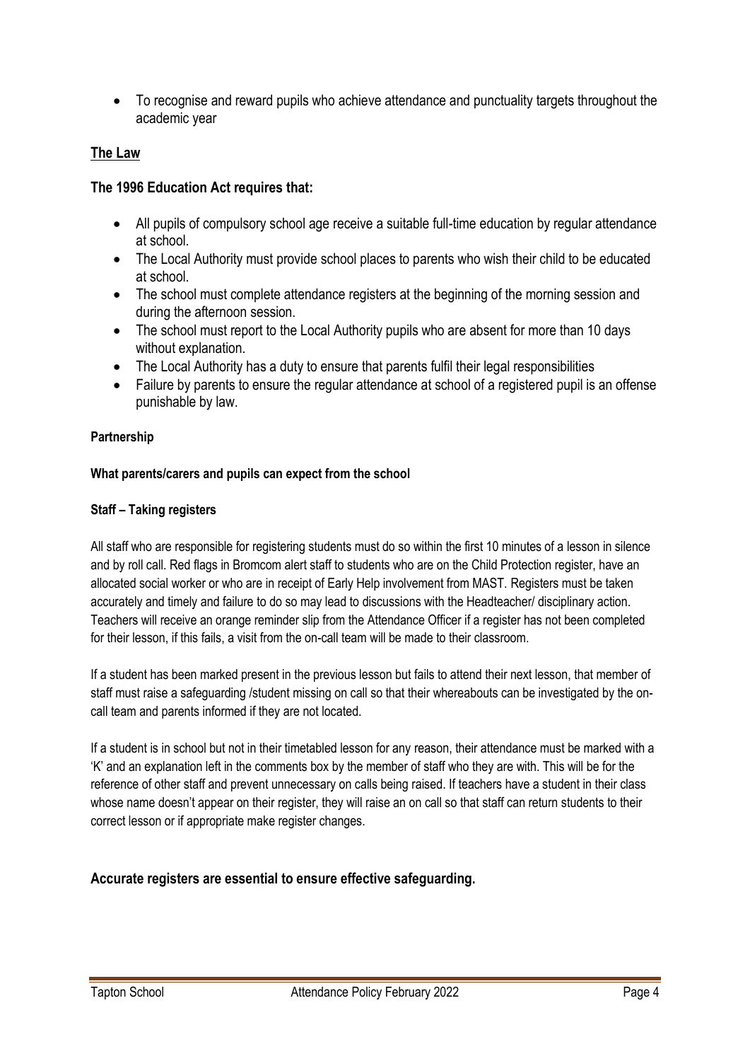- To recognise and reward pupils who achieve attendance and punctuality targets throughout the academic year

## The Law

### The 1996 Education Act requires that:

- All pupils of compulsory school age receive a suitable full-time education by regular attendance at school.
- The Local Authority must provide school places to parents who wish their child to be educated at school.
- The school must complete attendance registers at the beginning of the morning session and during the afternoon session.
- The school must report to the Local Authority pupils who are absent for more than 10 days without explanation.
- The Local Authority has a duty to ensure that parents fulfil their legal responsibilities
- Failure by parents to ensure the regular attendance at school of a registered pupil is an offense punishable by law.

**Partnership**

**What parents/carers and pupils can expect from the school**

**Staff – Taking registers**

All staff who are responsible for registering students must do so within the first 10 minutes of a lesson in silence and by roll call. Red flags in Bromcom alert staff to students who are on the Child Protection register, have an allocated social worker or who are in receipt of Early Help involvement from MAST. Registers must be taken accurately and timely and failure to do so may lead to discussions with the Headteacher/ disciplinary action. Teachers will receive an orange reminder slip from the Attendance Officer if a register has not been completed for their lesson, if this fails, a visit from the on-call team will be made to their classroom.

If a student has been marked present in the previous lesson but fails to attend their next lesson, that member of staff must raise a safeguarding /student missing on call so that their whereabouts can be investigated by the on-call team and parents informed if they are not located.

If a student is in school but not in their timetabled lesson for any reason, their attendance must be marked with a 'K' and an explanation left in the comments box by the member of staff who they are with. This will be for the reference of other staff and prevent unnecessary on calls being raised. If teachers have a student in their class whose name doesn't appear on their register, they will raise an on call so that staff can return students to their correct lesson or if appropriate make register changes.

**Accurate registers are essential to ensure effective safeguarding.**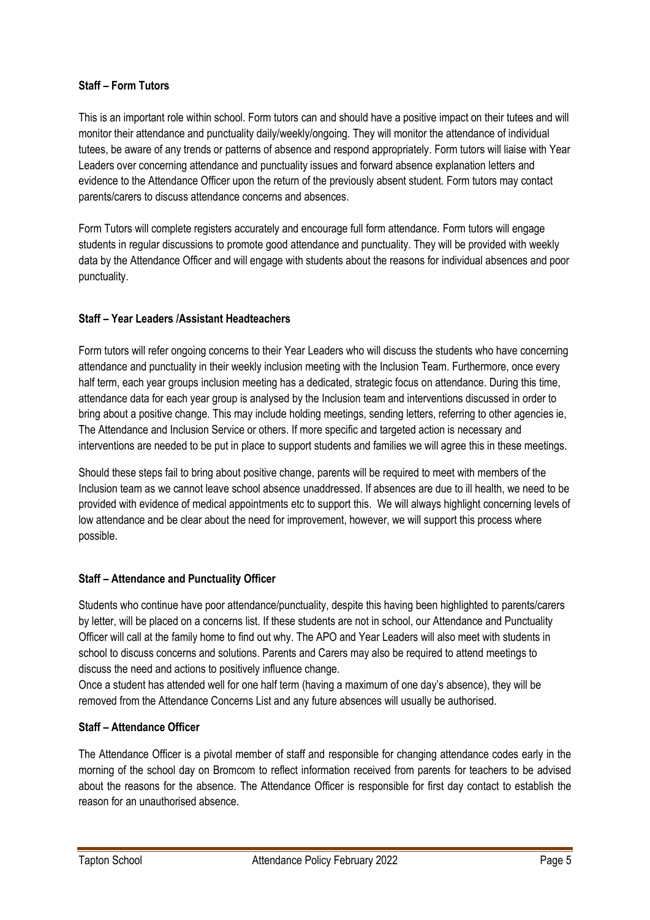**Staff – Form Tutors**

This is an important role within school. Form tutors can and should have a positive impact on their tutees and will monitor their attendance and punctuality daily/weekly/ongoing. They will monitor the attendance of individual tutees, be aware of any trends or patterns of absence and respond appropriately. Form tutors will liaise with Year Leaders over concerning attendance and punctuality issues and forward absence explanation letters and evidence to the Attendance Officer upon the return of the previously absent student. Form tutors may contact parents/carers to discuss attendance concerns and absences.

Form Tutors will complete registers accurately and encourage full form attendance. Form tutors will engage students in regular discussions to promote good attendance and punctuality. They will be provided with weekly data by the Attendance Officer and will engage with students about the reasons for individual absences and poor punctuality.

**Staff – Year Leaders /Assistant Headteachers**

Form tutors will refer ongoing concerns to their Year Leaders who will discuss the students who have concerning attendance and punctuality in their weekly inclusion meeting with the Inclusion Team. Furthermore, once every half term, each year groups inclusion meeting has a dedicated, strategic focus on attendance. During this time, attendance data for each year group is analysed by the Inclusion team and interventions discussed in order to bring about a positive change. This may include holding meetings, sending letters, referring to other agencies ie, The Attendance and Inclusion Service or others. If more specific and targeted action is necessary and interventions are needed to be put in place to support students and families we will agree this in these meetings.

Should these steps fail to bring about positive change, parents will be required to meet with members of the Inclusion team as we cannot leave school absence unaddressed. If absences are due to ill health, we need to be provided with evidence of medical appointments etc to support this. We will always highlight concerning levels of low attendance and be clear about the need for improvement, however, we will support this process where possible.

**Staff – Attendance and Punctuality Officer**

Students who continue have poor attendance/punctuality, despite this having been highlighted to parents/carers by letter, will be placed on a concerns list. If these students are not in school, our Attendance and Punctuality Officer will call at the family home to find out why. The APO and Year Leaders will also meet with students in school to discuss concerns and solutions. Parents and Carers may also be required to attend meetings to discuss the need and actions to positively influence change.
Once a student has attended well for one half term (having a maximum of one day's absence), they will be removed from the Attendance Concerns List and any future absences will usually be authorised.

**Staff – Attendance Officer**

The Attendance Officer is a pivotal member of staff and responsible for changing attendance codes early in the morning of the school day on Bromcom to reflect information received from parents for teachers to be advised about the reasons for the absence. The Attendance Officer is responsible for first day contact to establish the reason for an unauthorised absence.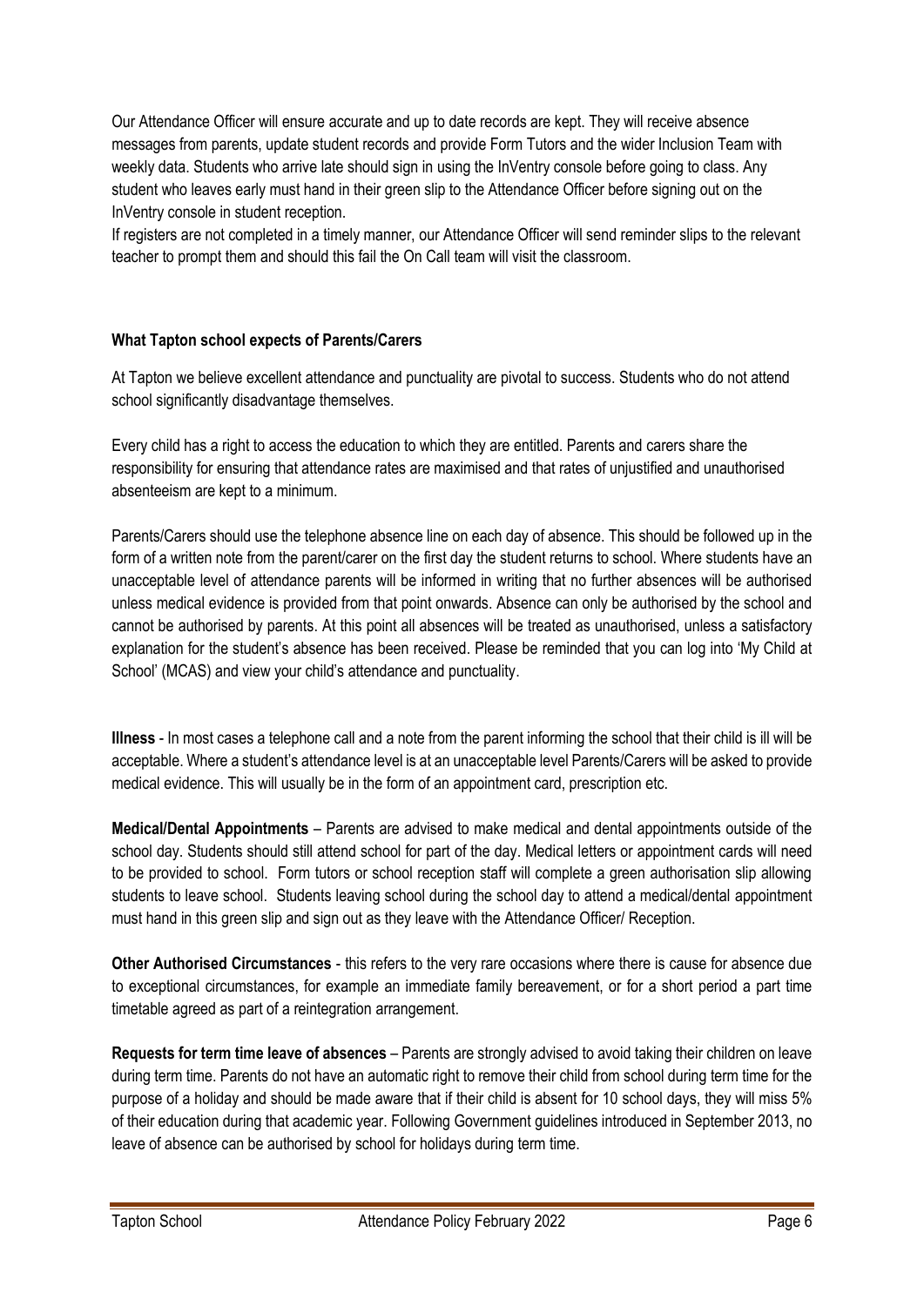Our Attendance Officer will ensure accurate and up to date records are kept. They will receive absence messages from parents, update student records and provide Form Tutors and the wider Inclusion Team with weekly data. Students who arrive late should sign in using the InVentry console before going to class. Any student who leaves early must hand in their green slip to the Attendance Officer before signing out on the InVentry console in student reception.

If registers are not completed in a timely manner, our Attendance Officer will send reminder slips to the relevant teacher to prompt them and should this fail the On Call team will visit the classroom.

**What Tapton school expects of Parents/Carers**

At Tapton we believe excellent attendance and punctuality are pivotal to success. Students who do not attend school significantly disadvantage themselves.

Every child has a right to access the education to which they are entitled. Parents and carers share the responsibility for ensuring that attendance rates are maximised and that rates of unjustified and unauthorised absenteeism are kept to a minimum.

Parents/Carers should use the telephone absence line on each day of absence. This should be followed up in the form of a written note from the parent/carer on the first day the student returns to school. Where students have an unacceptable level of attendance parents will be informed in writing that no further absences will be authorised unless medical evidence is provided from that point onwards. Absence can only be authorised by the school and cannot be authorised by parents. At this point all absences will be treated as unauthorised, unless a satisfactory explanation for the student's absence has been received. Please be reminded that you can log into 'My Child at School' (MCAS) and view your child's attendance and punctuality.

**Illness** - In most cases a telephone call and a note from the parent informing the school that their child is ill will be acceptable. Where a student's attendance level is at an unacceptable level Parents/Carers will be asked to provide medical evidence. This will usually be in the form of an appointment card, prescription etc.

**Medical/Dental Appointments** – Parents are advised to make medical and dental appointments outside of the school day. Students should still attend school for part of the day. Medical letters or appointment cards will need to be provided to school. Form tutors or school reception staff will complete a green authorisation slip allowing students to leave school. Students leaving school during the school day to attend a medical/dental appointment must hand in this green slip and sign out as they leave with the Attendance Officer/ Reception.

**Other Authorised Circumstances** - this refers to the very rare occasions where there is cause for absence due to exceptional circumstances, for example an immediate family bereavement, or for a short period a part time timetable agreed as part of a reintegration arrangement.

**Requests for term time leave of absences** – Parents are strongly advised to avoid taking their children on leave during term time. Parents do not have an automatic right to remove their child from school during term time for the purpose of a holiday and should be made aware that if their child is absent for 10 school days, they will miss 5% of their education during that academic year. Following Government guidelines introduced in September 2013, no leave of absence can be authorised by school for holidays during term time.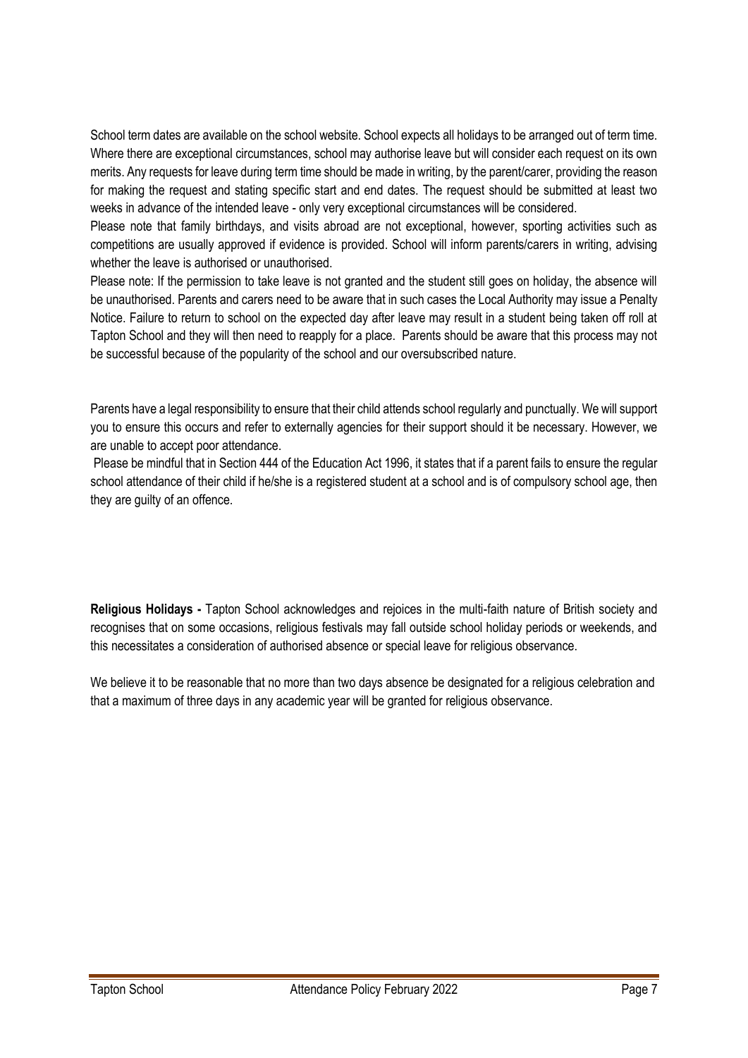School term dates are available on the school website. School expects all holidays to be arranged out of term time. Where there are exceptional circumstances, school may authorise leave but will consider each request on its own merits. Any requests for leave during term time should be made in writing, by the parent/carer, providing the reason for making the request and stating specific start and end dates. The request should be submitted at least two weeks in advance of the intended leave - only very exceptional circumstances will be considered.

Please note that family birthdays, and visits abroad are not exceptional, however, sporting activities such as competitions are usually approved if evidence is provided. School will inform parents/carers in writing, advising whether the leave is authorised or unauthorised.

Please note: If the permission to take leave is not granted and the student still goes on holiday, the absence will be unauthorised. Parents and carers need to be aware that in such cases the Local Authority may issue a Penalty Notice. Failure to return to school on the expected day after leave may result in a student being taken off roll at Tapton School and they will then need to reapply for a place. Parents should be aware that this process may not be successful because of the popularity of the school and our oversubscribed nature.

Parents have a legal responsibility to ensure that their child attends school regularly and punctually. We will support you to ensure this occurs and refer to externally agencies for their support should it be necessary. However, we are unable to accept poor attendance.

Please be mindful that in Section 444 of the Education Act 1996, it states that if a parent fails to ensure the regular school attendance of their child if he/she is a registered student at a school and is of compulsory school age, then they are guilty of an offence.

**Religious Holidays -** Tapton School acknowledges and rejoices in the multi-faith nature of British society and recognises that on some occasions, religious festivals may fall outside school holiday periods or weekends, and this necessitates a consideration of authorised absence or special leave for religious observance.

We believe it to be reasonable that no more than two days absence be designated for a religious celebration and that a maximum of three days in any academic year will be granted for religious observance.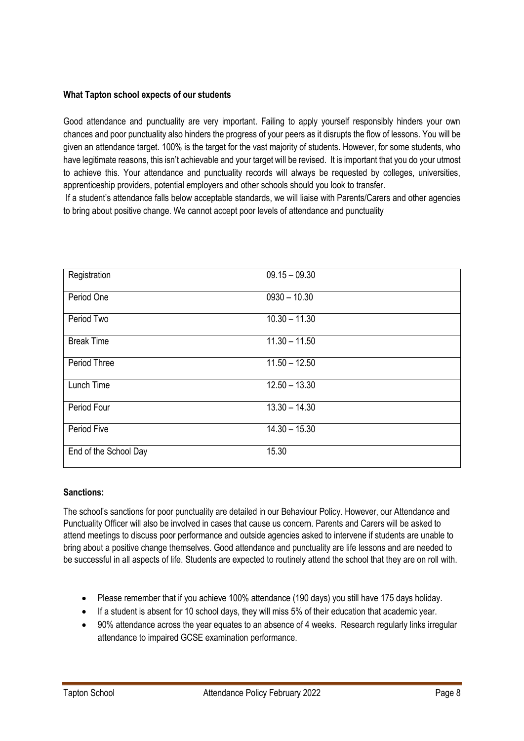**What Tapton school expects of our students**

Good attendance and punctuality are very important. Failing to apply yourself responsibly hinders your own chances and poor punctuality also hinders the progress of your peers as it disrupts the flow of lessons. You will be given an attendance target. 100% is the target for the vast majority of students. However, for some students, who have legitimate reasons, this isn't achievable and your target will be revised. It is important that you do your utmost to achieve this. Your attendance and punctuality records will always be requested by colleges, universities, apprenticeship providers, potential employers and other schools should you look to transfer.

If a student's attendance falls below acceptable standards, we will liaise with Parents/Carers and other agencies to bring about positive change. We cannot accept poor levels of attendance and punctuality

| Registration | 09.15 – 09.30 |
|---|---|
| Period One | 0930 – 10.30 |
| Period Two | 10.30 – 11.30 |
| Break Time | 11.30 – 11.50 |
| Period Three | 11.50 – 12.50 |
| Lunch Time | 12.50 – 13.30 |
| Period Four | 13.30 – 14.30 |
| Period Five | 14.30 – 15.30 |
| End of the School Day | 15.30 |

**Sanctions:**

The school's sanctions for poor punctuality are detailed in our Behaviour Policy. However, our Attendance and Punctuality Officer will also be involved in cases that cause us concern. Parents and Carers will be asked to attend meetings to discuss poor performance and outside agencies asked to intervene if students are unable to bring about a positive change themselves. Good attendance and punctuality are life lessons and are needed to be successful in all aspects of life. Students are expected to routinely attend the school that they are on roll with.

- Please remember that if you achieve 100% attendance (190 days) you still have 175 days holiday.
- If a student is absent for 10 school days, they will miss 5% of their education that academic year.
- 90% attendance across the year equates to an absence of 4 weeks. Research regularly links irregular attendance to impaired GCSE examination performance.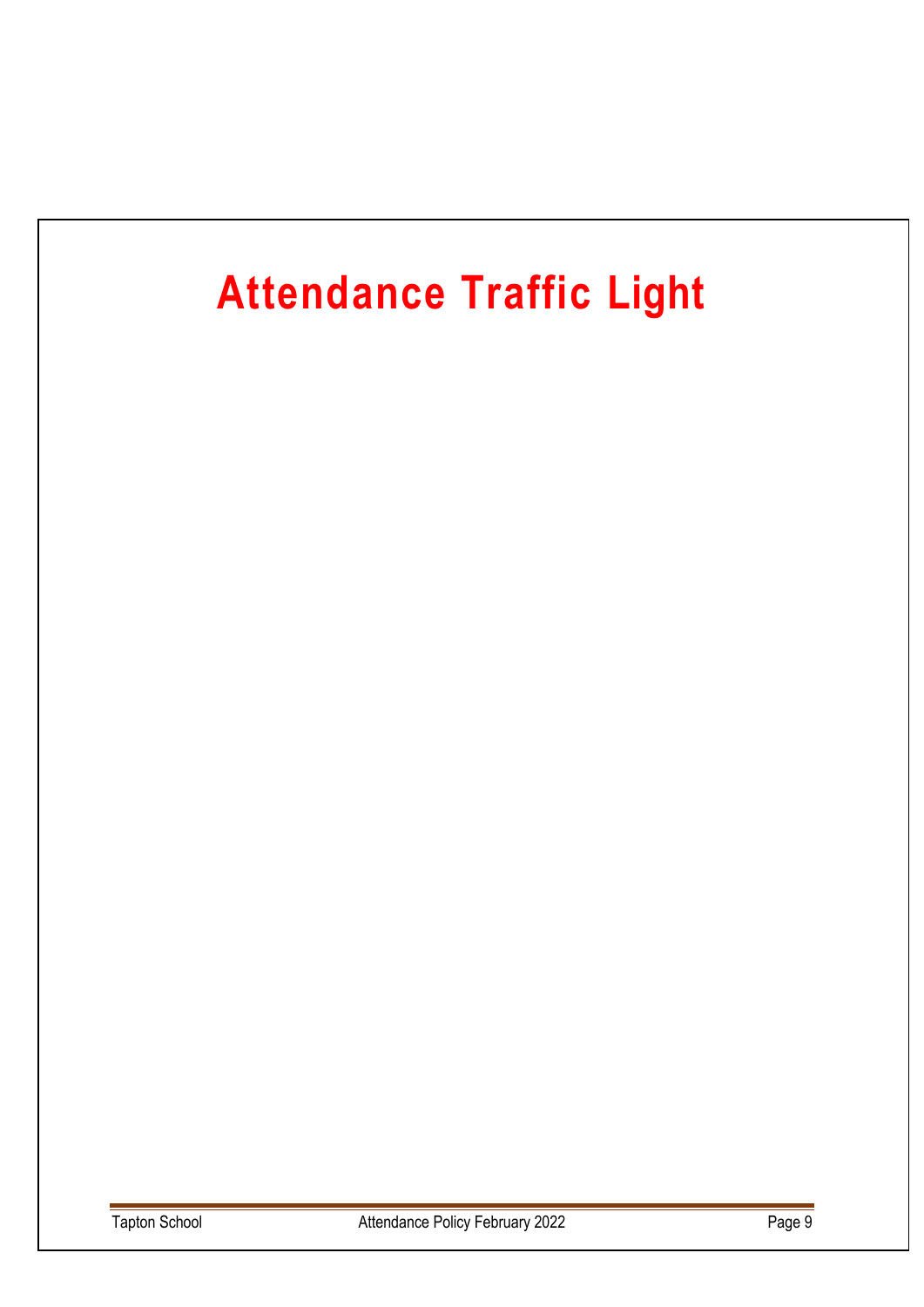# Attendance Traffic Light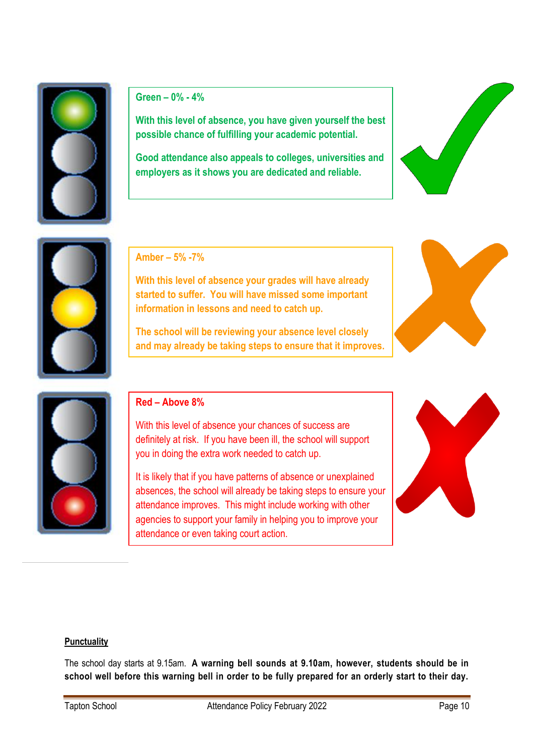**Green – 0% - 4%**

**With this level of absence, you have given yourself the best possible chance of fulfilling your academic potential.**

**Good attendance also appeals to colleges, universities and employers as it shows you are dedicated and reliable.**

**Amber – 5% -7%**

**With this level of absence your grades will have already started to suffer. You will have missed some important information in lessons and need to catch up.**

**The school will be reviewing your absence level closely and may already be taking steps to ensure that it improves.**

**Red – Above 8%**

With this level of absence your chances of success are definitely at risk. If you have been ill, the school will support you in doing the extra work needed to catch up.

It is likely that if you have patterns of absence or unexplained absences, the school will already be taking steps to ensure your attendance improves. This might include working with other agencies to support your family in helping you to improve your attendance or even taking court action.

**Punctuality**

The school day starts at 9.15am. **A warning bell sounds at 9.10am, however, students should be in school well before this warning bell in order to be fully prepared for an orderly start to their day.**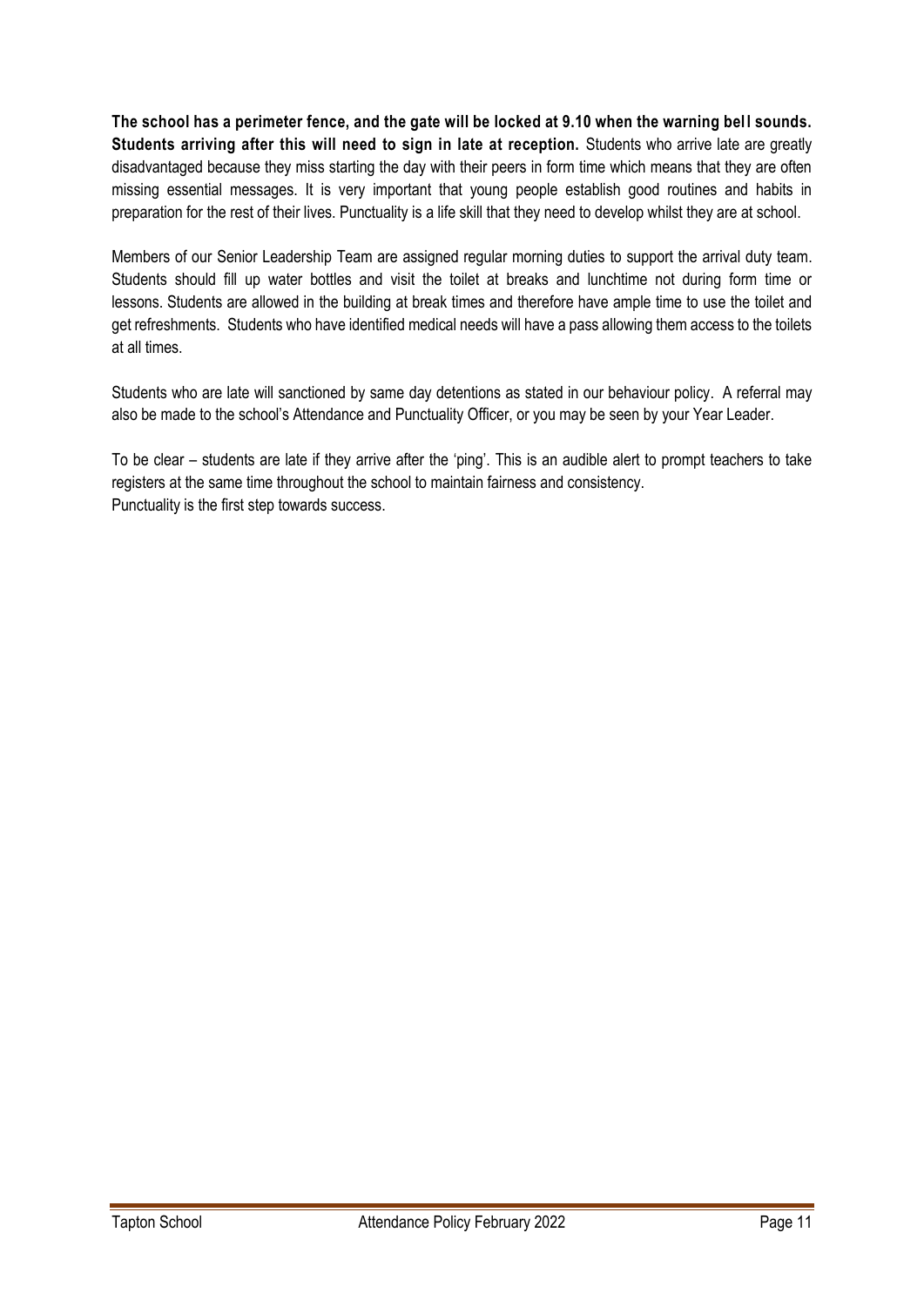**The school has a perimeter fence, and the gate will be locked at 9.10 when the warning bell sounds. Students arriving after this will need to sign in late at reception.** Students who arrive late are greatly disadvantaged because they miss starting the day with their peers in form time which means that they are often missing essential messages. It is very important that young people establish good routines and habits in preparation for the rest of their lives. Punctuality is a life skill that they need to develop whilst they are at school.

Members of our Senior Leadership Team are assigned regular morning duties to support the arrival duty team. Students should fill up water bottles and visit the toilet at breaks and lunchtime not during form time or lessons. Students are allowed in the building at break times and therefore have ample time to use the toilet and get refreshments. Students who have identified medical needs will have a pass allowing them access to the toilets at all times.

Students who are late will sanctioned by same day detentions as stated in our behaviour policy. A referral may also be made to the school's Attendance and Punctuality Officer, or you may be seen by your Year Leader.

To be clear – students are late if they arrive after the 'ping'. This is an audible alert to prompt teachers to take registers at the same time throughout the school to maintain fairness and consistency.
Punctuality is the first step towards success.